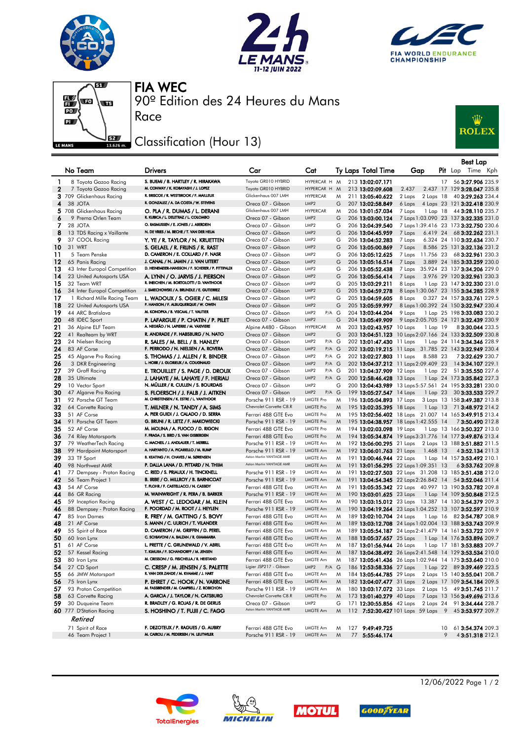# FIA WEC

## 90º Edition des 24 Heures du Mans

### Race

### Classification (Hour 13)

| | No | Team | Drivers | Car | Cat | | Ty | Laps | Total Time | Gap | | Pit | Best Lap Lap | Best Lap Time | Kph |
|---|---|---|---|---|---|---|---|---|---|---|---|---|---|---|---|
| 1 | 8 | Toyota Gazoo Racing | S. BUEMI / B. HARTLEY / R. HIRAKAWA | Toyota GR010 HYBRID | HYPERCAR | H | M | 213 | 13:02:07.171 | | | 17 | 56 | 3:27.906 | 235.9 |
| 2 | 7 | Toyota Gazoo Racing | M. CONWAY / K. KOBAYASHI / J. LOPEZ | Toyota GR010 HYBRID | HYPERCAR | H | M | 213 | 13:02:09.608 | 2.437 | 2.437 | 17 | 129 | 3:28.047 | 235.8 |
| 3 | 709 | Glickenhaus Racing | R. BRISCOE / R. WESTBROOK / F. MAILLEUX | Glickenhaus 007 LMH | HYPERCAR | | M | 211 | 13:05:40.622 | 2 Laps | 2 Laps | 18 | 40 | 3:29.263 | 234.4 |
| 4 | 38 | JOTA | R. GONZALEZ / A. DA COSTA / W. STEVENS | Oreca 07 - Gibson | LMP2 | | G | 207 | 13:02:58.849 | 6 Laps | 4 Laps | 23 | 121 | 3:32.418 | 230.9 |
| 5 | 708 | Glickenhaus Racing | O. PLA / R. DUMAS / L. DERANI | Glickenhaus 007 LMH | HYPERCAR | | M | 206 | 13:01:57.034 | 7 Laps | 1 Lap | 18 | 44 | 3:28.110 | 235.7 |
| 6 | 9 | Prema Orlen Team | R. KUBICA / L. DELETRAZ / L. COLOMBO | Oreca 07 - Gibson | LMP2 | | G | 206 | 13:03:00.124 | 7 Laps | 1:03.090 | 23 | 137 | 3:32.335 | 231.0 |
| 7 | 28 | JOTA | O. RASMUSSEN / E. JONES / J. ABERDEIN | Oreca 07 - Gibson | LMP2 | | G | 206 | 13:04:39.540 | 7 Laps | 1:39.416 | 23 | 173 | 3:32.750 | 230.6 |
| 8 | 13 | TDS Racing x Vaillante | N. DE VRIES / M. BECHE / T. VAN DER HELM | Oreca 07 - Gibson | LMP2 | | G | 206 | 13:04:45.959 | 7 Laps | 6.419 | 24 | 68 | 3:32.262 | 231.1 |
| 9 | 37 | COOL Racing | Y. YE / R. TAYLOR / N. KRUETTEN | Oreca 07 - Gibson | LMP2 | | G | 206 | 13:04:52.283 | 7 Laps | 6.324 | 24 | 110 | 3:32.634 | 230.7 |
| 10 | 31 | WRT | S. GELAEL / R. FRIJNS / R. RAST | Oreca 07 - Gibson | LMP2 | | G | 206 | 13:05:00.869 | 7 Laps | 8.586 | 25 | 131 | 3:32.136 | 231.2 |
| 11 | 5 | Team Penske | D. CAMERON / E. COLLARD / F. NASR | Oreca 07 - Gibson | LMP2 | | G | 206 | 13:05:12.625 | 7 Laps | 11.756 | 23 | 68 | 3:32.961 | 230.3 |
| 12 | 65 | Panis Racing | J. CANAL / N. JAMIN / J. VAN UITERT | Oreca 07 - Gibson | LMP2 | | G | 206 | 13:05:16.514 | 7 Laps | 3.889 | 24 | 185 | 3:33.259 | 230.0 |
| 13 | 43 | Inter Europol Competition | D. HEINEMEIER-HANSSON / F. SCHERER / P. FITTIPALDI | Oreca 07 - Gibson | LMP2 | | G | 206 | 13:05:52.438 | 7 Laps | 35.924 | 23 | 137 | 3:34.206 | 229.0 |
| 14 | 23 | United Autosports USA | A. LYNN / O. JARVIS / J. PIERSON | Oreca 07 - Gibson | LMP2 | | G | 206 | 13:05:56.414 | 7 Laps | 3.976 | 29 | 120 | 3:32.961 | 230.3 |
| 15 | 32 | Team WRT | R. INEICHEN / M. BORTOLOTTI / D. VANTHOOR | Oreca 07 - Gibson | LMP2 | | G | 205 | 13:03:29.211 | 8 Laps | 1 Lap | 23 | 147 | 3:32.330 | 231.0 |
| 16 | 34 | Inter Europol Competition | J. SMIECHOWSKI / A. BRUNDLE / E. GUTIERREZ | Oreca 07 - Gibson | LMP2 | | G | 205 | 13:04:59.278 | 8 Laps | 1:30.067 | 23 | 155 | 3:34.285 | 228.9 |
| 17 | 1 | Richard Mille Racing Team | L. WADOUX / S. OGIER / C. MILESI | Oreca 07 - Gibson | LMP2 | | G | 205 | 13:04:59.605 | 8 Laps | 0.327 | 24 | 157 | 3:33.761 | 229.5 |
| 18 | 22 | United Autosports USA | P. HANSON / F. ALBUQUERQUE / W. OWEN | Oreca 07 - Gibson | LMP2 | | G | 205 | 13:05:59.997 | 8 Laps | 1:00.392 | 24 | 150 | 3:32.947 | 230.4 |
| 19 | 44 | ARC Bratislava | M. KONOPKA / B. VISCAAL / T. VAUTIER | Oreca 07 - Gibson | LMP2 | P/A | G | 204 | 13:03:44.204 | 9 Laps | 1 Lap | 25 | 198 | 3:33.083 | 230.2 |
| 20 | 48 | IDEC Sport | P. LAFARGUE / P. CHATIN / P. PILET | Oreca 07 - Gibson | LMP2 | | G | 204 | 13:05:49.909 | 9 Laps | 2:05.705 | 24 | 121 | 3:32.439 | 230.9 |
| 21 | 36 | Alpine ELF Team | A. NEGRÃO / N. LAPIERRE / M. VAXIVIERE | Alpine A480 - Gibson | HYPERCAR | | M | 203 | 13:02:43.957 | 10 Laps | 1 Lap | 19 | 8 | 3:30.044 | 233.5 |
| 22 | 41 | Realteam by WRT | R. ANDRADE / F. HABSBURG / N. NATO | Oreca 07 - Gibson | LMP2 | | G | 203 | 13:04:51.123 | 10 Laps | 2:07.166 | 24 | 133 | 3:32.509 | 230.8 |
| 23 | 24 | Nielsen Racing | R. SALES / M. BELL / B. HANLEY | Oreca 07 - Gibson | LMP2 | P/A | G | 202 | 13:01:47.430 | 11 Laps | 1 Lap | 24 | 114 | 3:34.346 | 228.9 |
| 24 | 83 | AF Corse | F. PERRODO / N. NIELSEN / A. ROVERA | Oreca 07 - Gibson | LMP2 | P/A | G | 202 | 13:02:19.215 | 11 Laps | 31.785 | 22 | 143 | 3:32.949 | 230.4 |
| 25 | 45 | Algarve Pro Racing | S. THOMAS / J. ALLEN / R. BINDER | Oreca 07 - Gibson | LMP2 | P/A | G | 202 | 13:02:27.803 | 11 Laps | 8.588 | 23 | 7 | 3:32.629 | 230.7 |
| 26 | 3 | DKR Engineering | L. HORR / J. GLORIEUX / A. COUGNAUD | Oreca 07 - Gibson | LMP2 | P/A | G | 202 | 13:04:37.212 | 11 Laps | 2:09.409 | 23 | 14 | 3:34.107 | 229.1 |
| 27 | 39 | Graff Racing | E. TROUILLET / S. PAGE / D. DROUX | Oreca 07 - Gibson | LMP2 | P/A | G | 201 | 13:04:37.909 | 12 Laps | 1 Lap | 22 | 51 | 3:35.550 | 227.6 |
| 28 | 35 | Ultimate | J. LAHAYE / M. LAHAYE / F. HERIAU | Oreca 07 - Gibson | LMP2 | P/A | G | 200 | 12:58:46.428 | 13 Laps | 1 Lap | 24 | 173 | 3:35.842 | 227.3 |
| 29 | 10 | Vector Sport | N. MÜLLER / R. CULLEN / S. BOURDAIS | Oreca 07 - Gibson | LMP2 | | G | 200 | 13:04:43.989 | 13 Laps | 5:57.561 | 24 | 195 | 3:33.281 | 230.0 |
| 30 | 47 | Algarve Pro Racing | S. FLOERSCH / J. FALB / J. AITKEN | Oreca 07 - Gibson | LMP2 | P/A | G | 199 | 13:05:27.547 | 14 Laps | 1 Lap | 23 | 30 | 3:33.533 | 229.7 |
| 31 | 92 | Porsche GT Team | M. CHRISTENSEN / K. ESTRE / L. VANTHOOR | Porsche 911 RSR - 19 | LMGTE Pro | | M | 196 | 13:05:04.893 | 17 Laps | 3 Laps | 13 | 158 | 3:49.387 | 213.8 |
| 32 | 64 | Corvette Racing | T. MILNER / N. TANDY / A. SIMS | Chevrolet Corvette C8.R | LMGTE Pro | | M | 195 | 13:02:35.395 | 18 Laps | 1 Lap | 13 | 71 | 3:48.972 | 214.2 |
| 33 | 51 | AF Corse | A. PIER GUIDI / J. CALADO / D. SERRA | Ferrari 488 GTE Evo | LMGTE Pro | | M | 195 | 13:02:56.402 | 18 Laps | 21.007 | 14 | 165 | 3:49.915 | 213.4 |
| 34 | 91 | Porsche GT Team | G. BRUNI / R. LIETZ / F. MAKOWIECKI | Porsche 911 RSR - 19 | LMGTE Pro | | M | 195 | 13:04:38.957 | 18 Laps | 1:42.555 | 14 | 7 | 3:50.490 | 212.8 |
| 35 | 52 | AF Corse | M. MOLINA / A. FUOCO / D. RIGON | Ferrari 488 GTE Evo | LMGTE Pro | | M | 194 | 13:02:03.098 | 19 Laps | 1 Lap | 13 | 166 | 3:50.307 | 213.0 |
| 36 | 74 | Riley Motorsports | F. FRAGA / S. BIRD / S. VAN GISBERGEN | Ferrari 488 GTE Evo | LMGTE Pro | | M | 194 | 13:05:34.874 | 19 Laps | 3:31.776 | 14 | 177 | 3:49.876 | 213.4 |
| 37 | 79 | WeatherTech Racing | C. MACNEIL / J. ANDLAUER / T. MERRILL | Porsche 911 RSR - 19 | LMGTE Am | | M | 192 | 13:06:00.295 | 21 Laps | 2 Laps | 13 | 188 | 3:51.882 | 211.5 |
| 38 | 99 | Hardpoint Motorsport | A. HARYANTO / A. PICARIELLO / M. RUMP | Porsche 911 RSR - 19 | LMGTE Am | | M | 192 | 13:06:01.763 | 21 Laps | 1.468 | 13 | 4 | 3:52.134 | 211.3 |
| 39 | 33 | TF Sport | B. KEATING / H. CHAVES / M. SØRENSEN | Aston Martin VANTAGE AMR | LMGTE Am | | M | 191 | 13:00:46.944 | 22 Laps | 1 Lap | 14 | 157 | 3:53.492 | 210.1 |
| 40 | 98 | Northwest AMR | P. DALLA LANA / D. PITTARD / N. THIIM | Aston Martin VANTAGE AMR | LMGTE Am | | M | 191 | 13:01:56.295 | 22 Laps | 1:09.351 | 13 | 6 | 3:53.762 | 209.8 |
| 41 | 77 | Dempsey - Proton Racing | C. RIED / S. PRIAULX / H. TINCKNELL | Porsche 911 RSR - 19 | LMGTE Am | | M | 191 | 13:02:27.503 | 22 Laps | 31.208 | 13 | 185 | 3:51.438 | 212.0 |
| 42 | 56 | Team Project 1 | B. IRIBE / O. MILLROY / B. BARNICOAT | Porsche 911 RSR - 19 | LMGTE Am | | M | 191 | 13:04:54.345 | 22 Laps | 2:26.842 | 14 | 54 | 3:52.046 | 211.4 |
| 43 | 54 | AF Corse | T. FLOHR / F. CASTELLACCI / N. CASSIDY | Ferrari 488 GTE Evo | LMGTE Am | | M | 191 | 13:05:35.342 | 22 Laps | 40.997 | 13 | 190 | 3:53.782 | 209.8 |
| 44 | 86 | GR Racing | M. WAINWRIGHT / R. PERA / B. BARKER | Porsche 911 RSR - 19 | LMGTE Am | | M | 190 | 13:03:01.625 | 23 Laps | 1 Lap | 14 | 109 | 3:50.848 | 212.5 |
| 45 | 59 | Inception Racing | A. WEST / C. LEDOGAR / M. KLEIN | Ferrari 488 GTE Evo | LMGTE Am | | M | 190 | 13:03:15.012 | 23 Laps | 13.387 | 14 | 130 | 3:54.379 | 209.3 |
| 46 | 88 | Dempsey - Proton Racing | F. POORDAD / M. ROOT / J. HEYLEN | Porsche 911 RSR - 19 | LMGTE Am | | M | 190 | 13:04:19.264 | 23 Laps | 1:04.252 | 13 | 107 | 3:52.597 | 210.9 |
| 47 | 85 | Iron Dames | R. FREY / M. GATTING / S. BOVY | Ferrari 488 GTE Evo | LMGTE Am | | M | 189 | 13:02:10.704 | 24 Laps | 1 Lap | 16 | 82 | 3:54.787 | 208.9 |
| 48 | 21 | AF Corse | S. MANN / C. ULRICH / T. VILANDER | Ferrari 488 GTE Evo | LMGTE Am | | M | 189 | 13:03:12.708 | 24 Laps | 1:02.004 | 13 | 188 | 3:53.743 | 209.9 |
| 49 | 55 | Spirit of Race | D. CAMERON / M. GRIFFIN / D. PEREL | Ferrari 488 GTE Evo | LMGTE Am | | M | 189 | 13:05:54.187 | 24 Laps | 2:41.479 | 14 | 161 | 3:53.722 | 209.9 |
| 50 | 60 | Iron Lynx | C. SCHIAVONI / A. BALZAN / R. GIAMMARIA | Ferrari 488 GTE Evo | LMGTE Am | | M | 188 | 13:05:37.657 | 25 Laps | 1 Lap | 14 | 176 | 3:53.896 | 209.7 |
| 51 | 61 | AF Corse | L. PRETTE / C. GRUNEWALD / V. ABRIL | Ferrari 488 GTE Evo | LMGTE Am | | M | 187 | 13:01:56.944 | 26 Laps | 1 Lap | 17 | 181 | 3:53.883 | 209.7 |
| 52 | 57 | Kessel Racing | T. KIMURA / F. SCHANDORFF / M. JENSEN | Ferrari 488 GTE Evo | LMGTE Am | | M | 187 | 13:04:38.492 | 26 Laps | 2:41.548 | 14 | 129 | 3:53.534 | 210.0 |
| 53 | 80 | Iron Lynx | M. CRESSONI / G. FISICHELLA / R. HEISTAND | Ferrari 488 GTE Evo | LMGTE Am | | M | 187 | 13:05:41.436 | 26 Laps | 1:02.944 | 14 | 175 | 3:53.640 | 210.0 |
| 54 | 27 | CD Sport | C. CRESP / M. JENSEN / S. PALETTE | Ligier JSP217 - Gibson | LMP2 | P/A | G | 186 | 12:53:58.336 | 27 Laps | 1 Lap | 22 | 89 | 3:39.469 | 223.5 |
| 55 | 66 | JMW Motorsport | R. VAN DER ZANDE / M. KVAMME / J. HART | Ferrari 488 GTE Evo | LMGTE Am | | M | 184 | 13:05:44.785 | 29 Laps | 2 Laps | 15 | 140 | 3:55.041 | 208.7 |
| 56 | 75 | Iron Lynx | P. EHRET / C. HOOK / N. VARRONE | Ferrari 488 GTE Evo | LMGTE Am | | M | 182 | 13:04:07.477 | 31 Laps | 2 Laps | 17 | 109 | 3:54.184 | 209.5 |
| 57 | 93 | Proton Competition | M. FASSBENDER / M. CAMPBELL / Z. ROBICHON | Porsche 911 RSR - 19 | LMGTE Am | | M | 180 | 13:03:17.072 | 33 Laps | 2 Laps | 15 | 49 | 3:51.745 | 211.7 |
| 58 | 63 | Corvette Racing | A. GARCIA / J. TAYLOR / N. CATSBURG | Chevrolet Corvette C8.R | LMGTE Pro | | M | 173 | 13:01:40.279 | 40 Laps | 7 Laps | 13 | 156 | 3:49.696 | 213.6 |
| 59 | 30 | Duqueine Team | R. BRADLEY / G. ROJAS / R. DE GERUS | Oreca 07 - Gibson | LMP2 | | G | 171 | 12:30:55.856 | 42 Laps | 2 Laps | 24 | 91 | 3:34.444 | 228.7 |
| 60 | 777 | D'Station Racing | S. HOSHINO / T. FUJII / C. FAGG | Aston Martin VANTAGE AMR | LMGTE Am | | M | 112 | 7:52:30.427 | 101 Laps | 59 Laps | 9 | 45 | 3:53.977 | 209.7 |

*Retired*

| | No | Team | Drivers | Car | Cat | | Ty | Laps | Total Time | Gap | | Pit | Best Lap Lap | Best Lap Time | Kph |
|---|---|---|---|---|---|---|---|---|---|---|---|---|---|---|---|
| | 71 | Spirit of Race | F. DEZOTEUX / P. RAGUES / G. AUBRY | Ferrari 488 GTE Evo | LMGTE Am | | M | 127 | 9:49:49.725 | | | 10 | 61 | 3:54.374 | 209.3 |
| | 46 | Team Project 1 | M. CAIROLI / M. PEDERSEN / N. LEUTWILER | Porsche 911 RSR - 19 | LMGTE Am | | M | 77 | 5:55:46.174 | | | 9 | 4 | 3:51.318 | 212.1 |

12/06/2022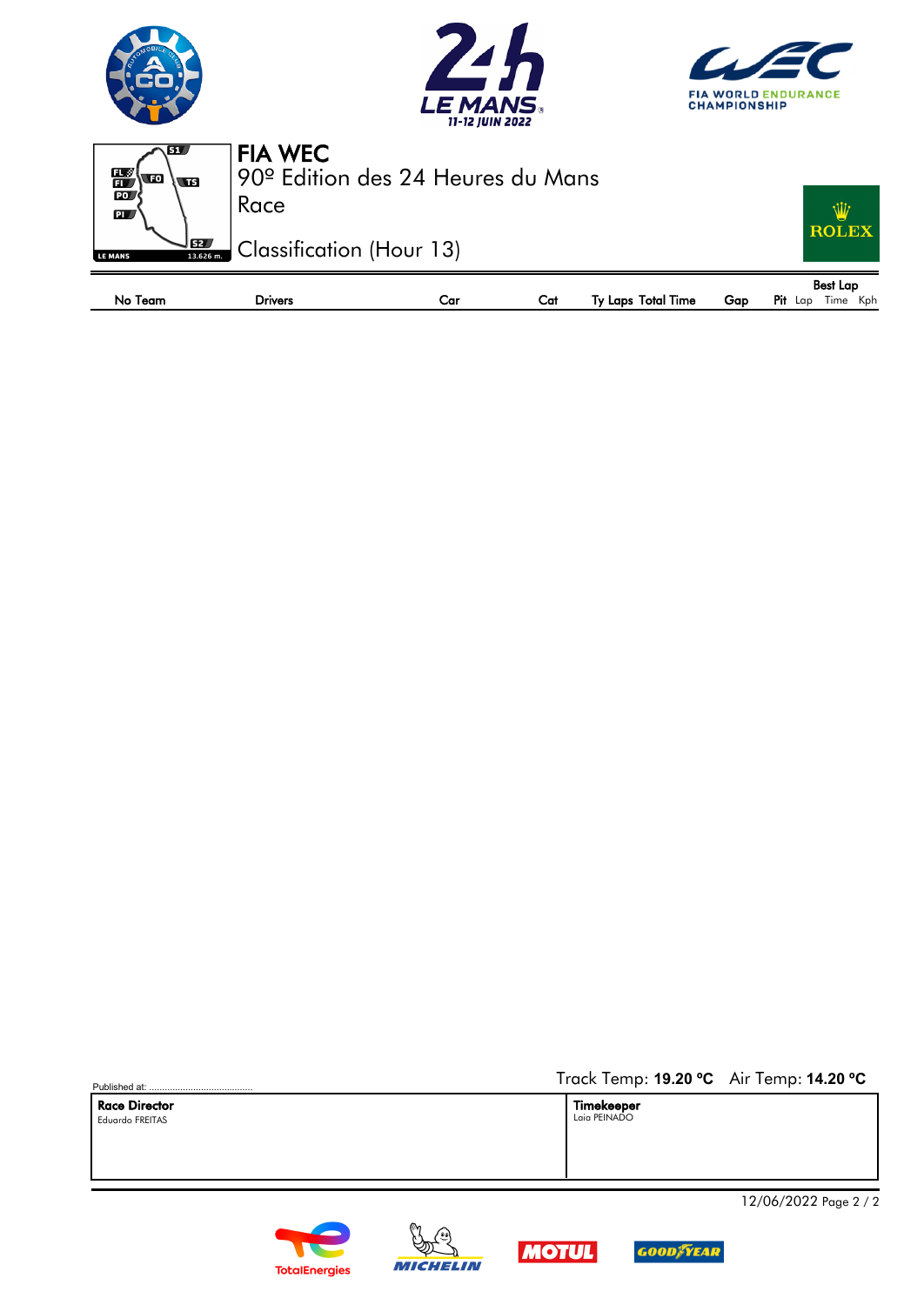# FIA WEC

90º Edition des 24 Heures du Mans

Race

Classification (Hour 13)

| No | Team | Drivers | Car | Cat | Ty | Laps | Total Time | Gap | Pit | Best Lap Lap | Best Lap Time | Best Lap Kph |
|---|---|---|---|---|---|---|---|---|---|---|---|---|

Track Temp: **19.20 ºC** Air Temp: **14.20 ºC**

Published at: ......................................

| **Race Director** | **Timekeeper** |
|---|---|
| Eduardo FREITAS | Laia PEINADO |

12/06/2022